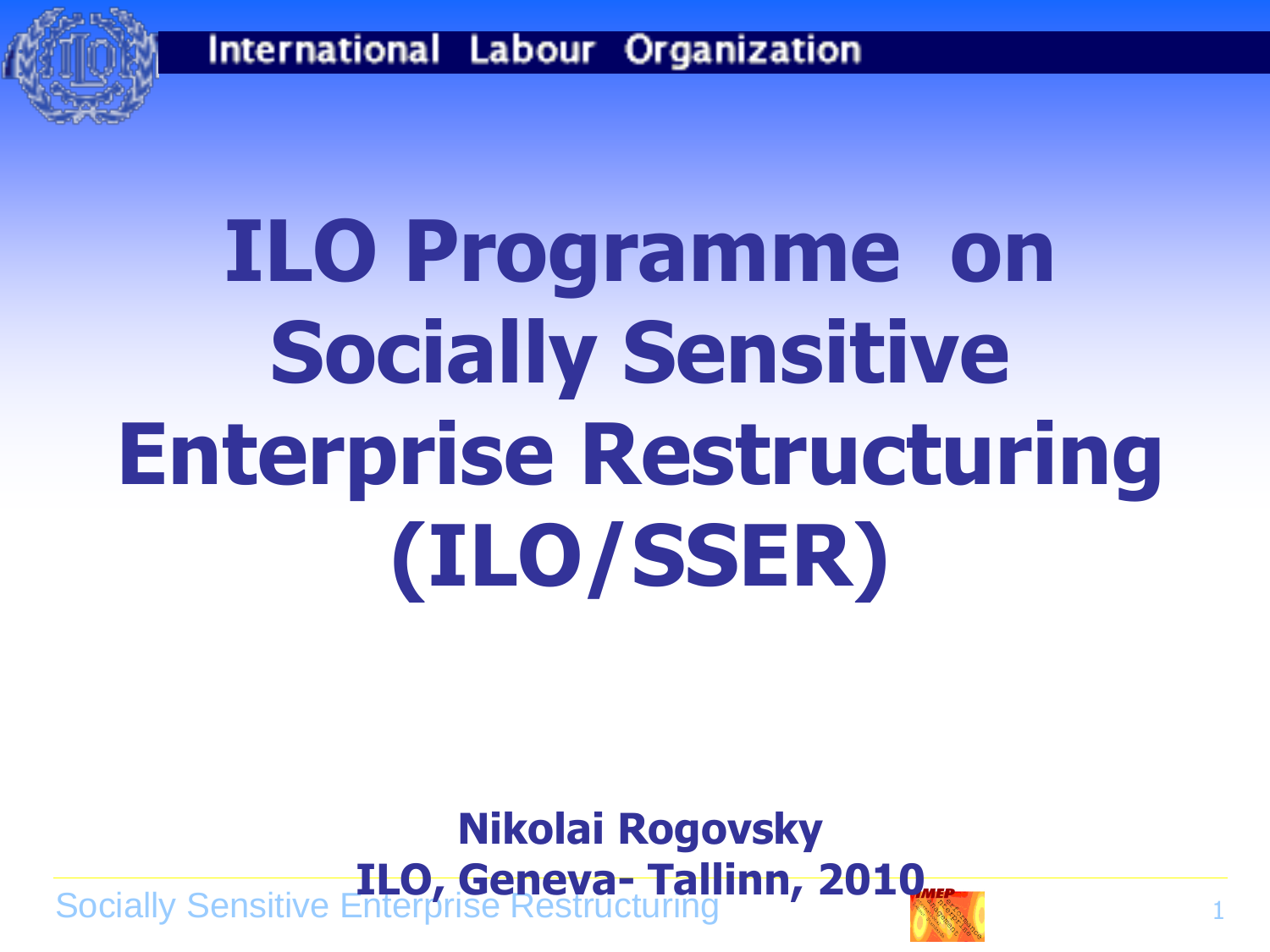International Labour Organization

# ILO Programme on Socially Sensitive Enterprise Restructuring (ILO/SSER)

**Nikolai Rogovsky**

**ILO, Geneva- Tallinn, 2010**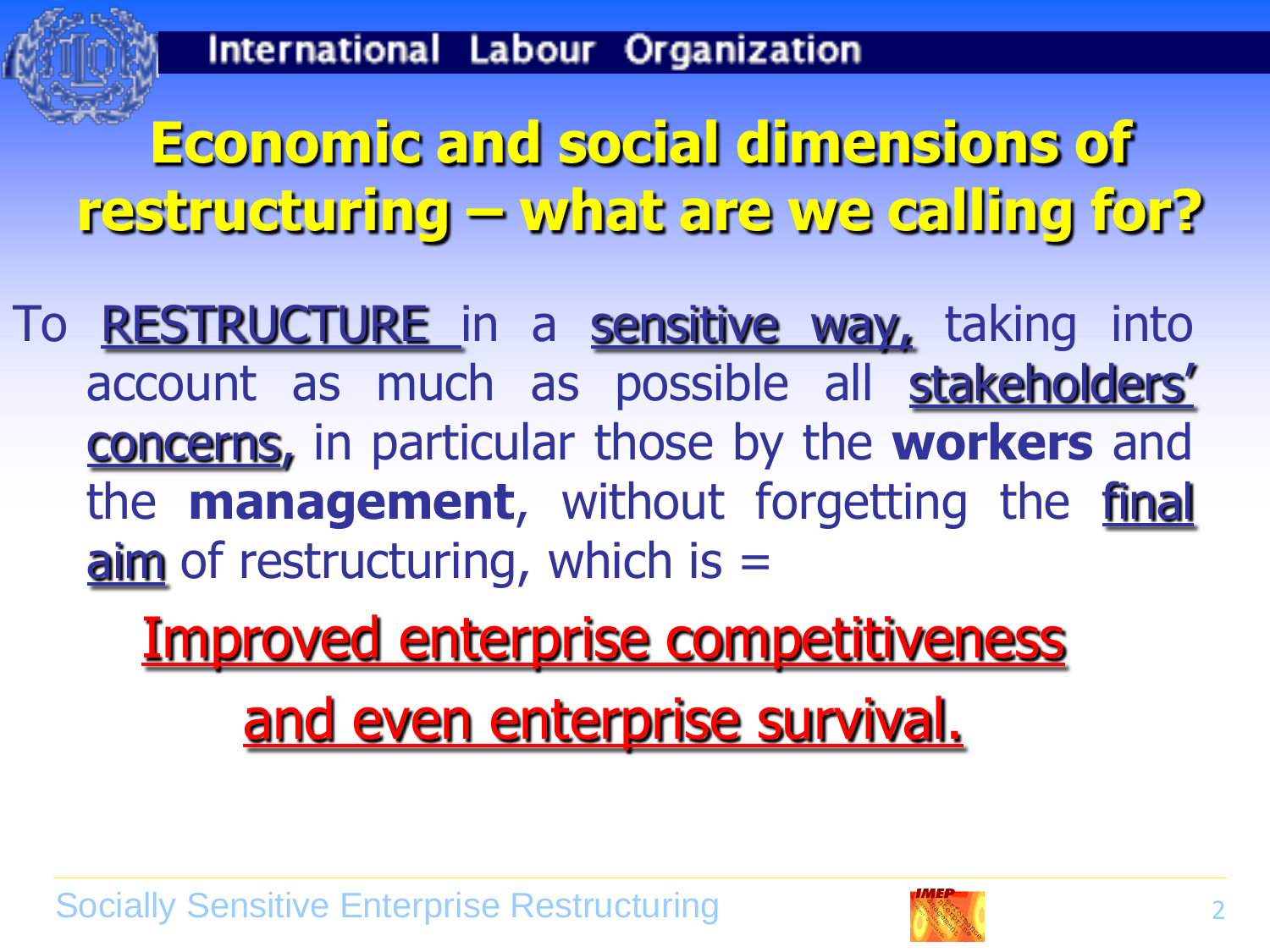# Economic and social dimensions of restructuring – what are we calling for?

To RESTRUCTURE in a sensitive way, taking into account as much as possible all stakeholders' concerns, in particular those by the **workers** and the **management**, without forgetting the final aim of restructuring, which is =

Improved enterprise competitiveness and even enterprise survival.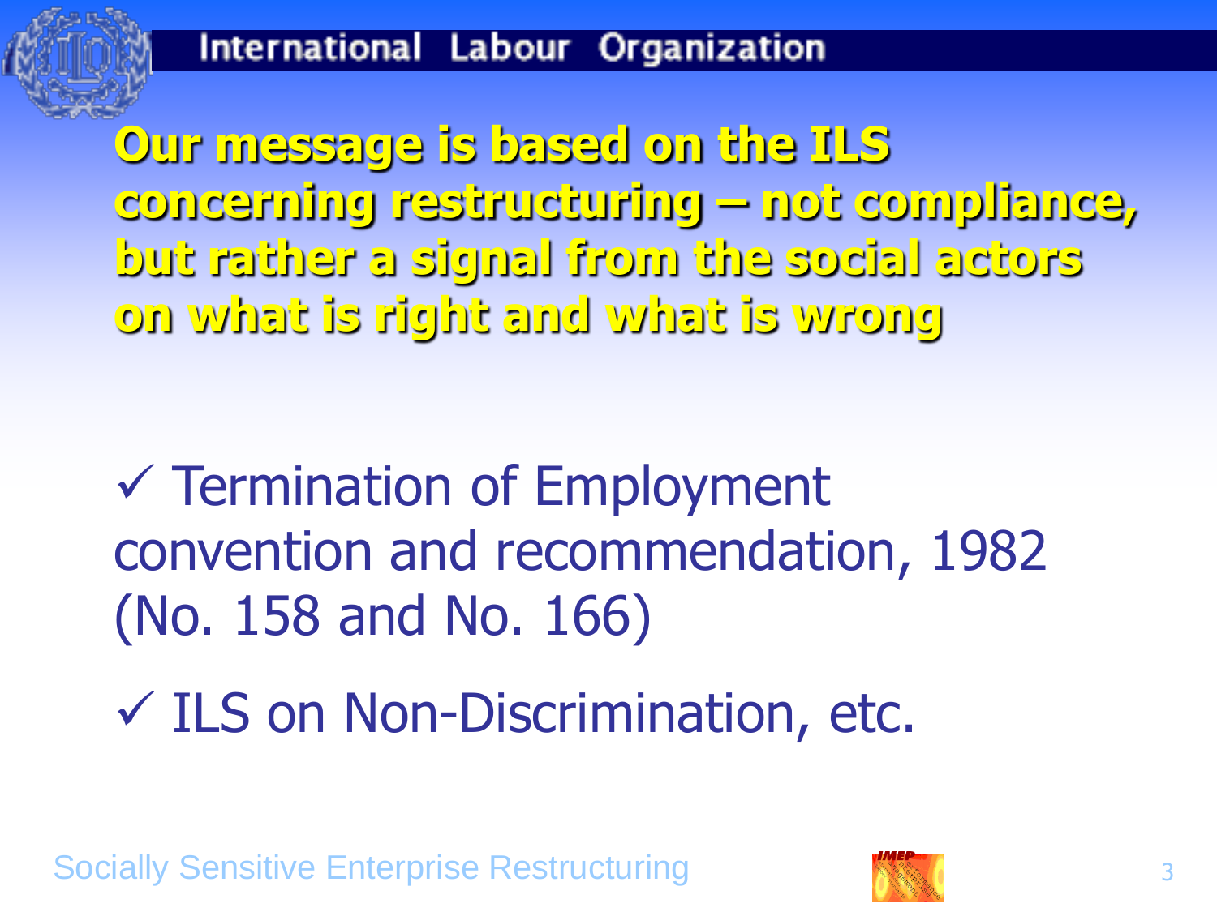## Our message is based on the ILS concerning restructuring – not compliance, but rather a signal from the social actors on what is right and what is wrong

- ✓ Termination of Employment convention and recommendation, 1982 (No. 158 and No. 166)
- ✓ ILS on Non-Discrimination, etc.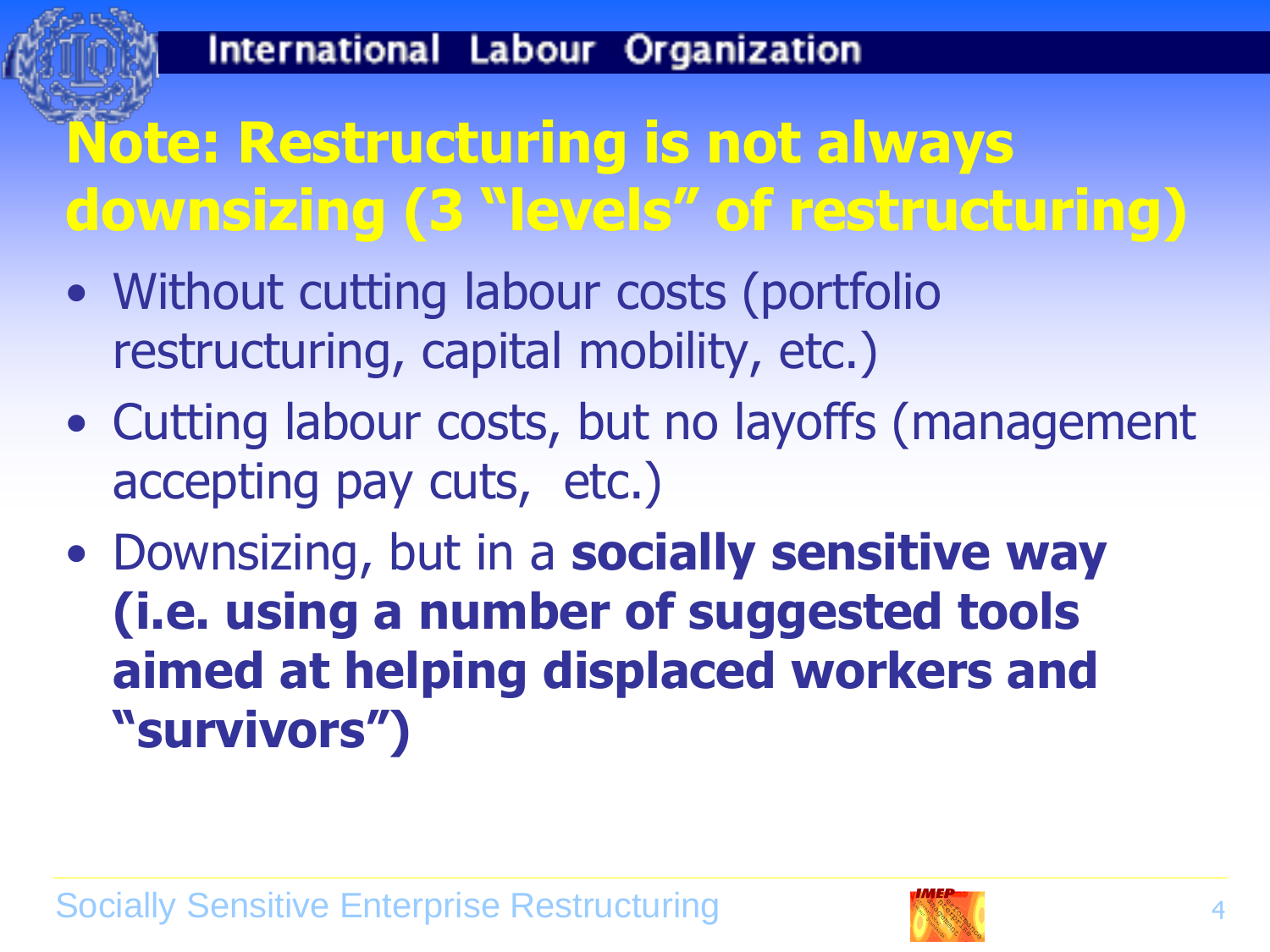# Note: Restructuring is not always downsizing (3 “levels” of restructuring)

- Without cutting labour costs (portfolio restructuring, capital mobility, etc.)
- Cutting labour costs, but no layoffs (management accepting pay cuts, etc.)
- Downsizing, but in a **socially sensitive way (i.e. using a number of suggested tools aimed at helping displaced workers and “survivors”)**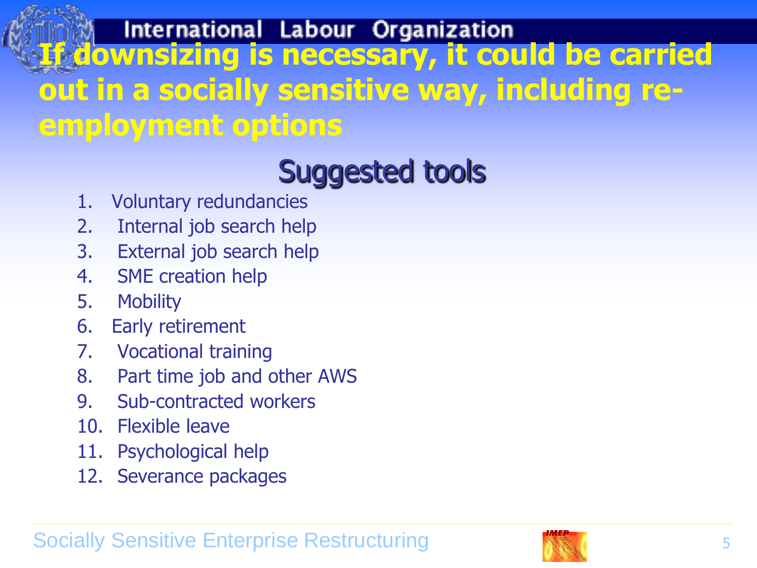# If downsizing is necessary, it could be carried out in a socially sensitive way, including re-employment options

## Suggested tools

1. Voluntary redundancies
2. Internal job search help
3. External job search help
4. SME creation help
5. Mobility
6. Early retirement
7. Vocational training
8. Part time job and other AWS
9. Sub-contracted workers
10. Flexible leave
11. Psychological help
12. Severance packages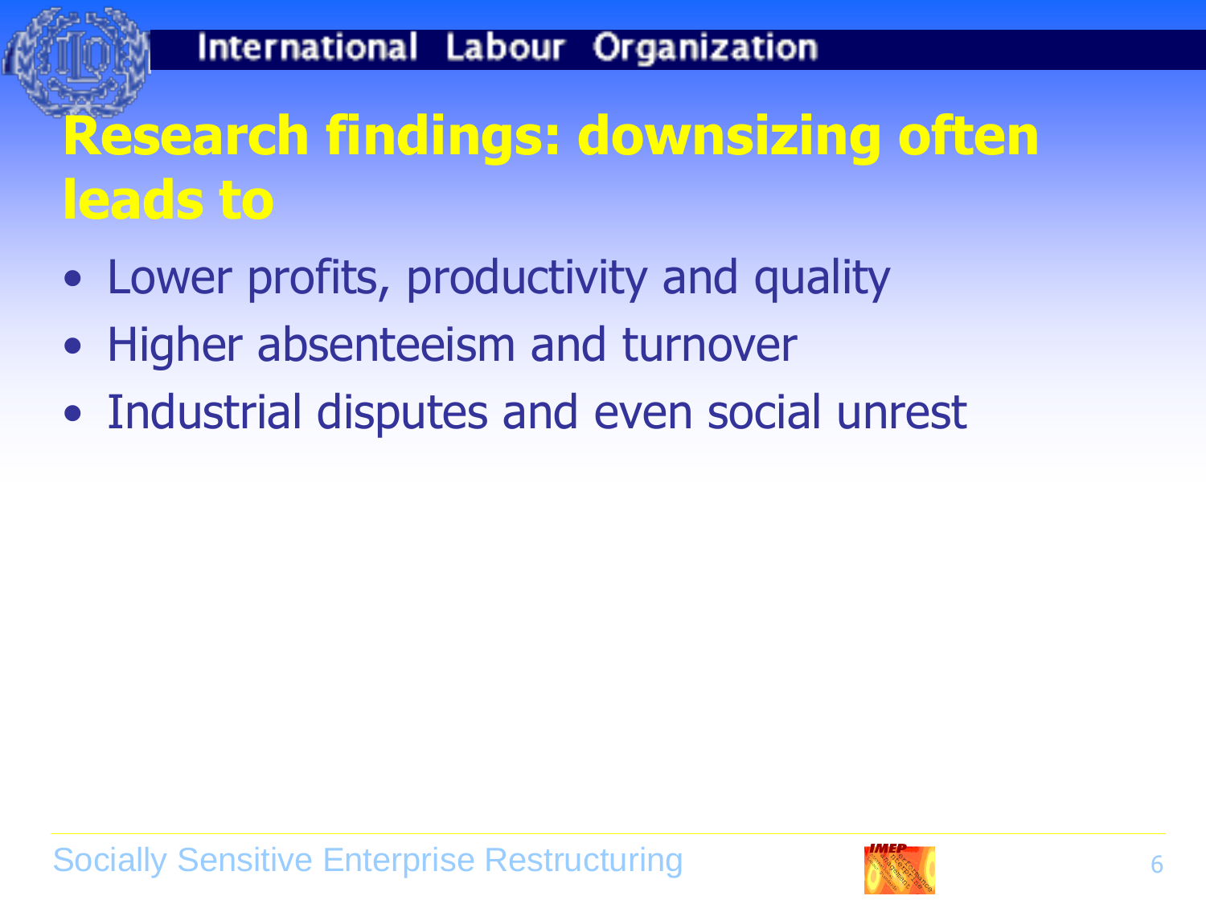# Research findings: downsizing often leads to

- Lower profits, productivity and quality
- Higher absenteeism and turnover
- Industrial disputes and even social unrest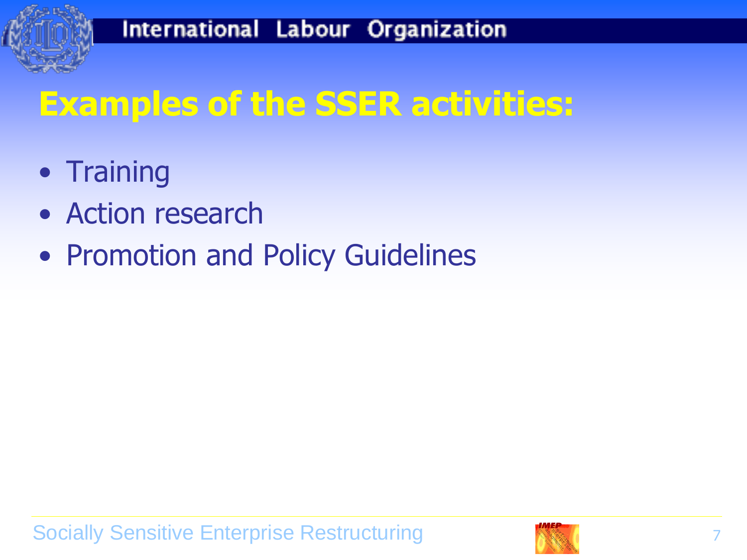# Examples of the SSER activities:

- Training
- Action research
- Promotion and Policy Guidelines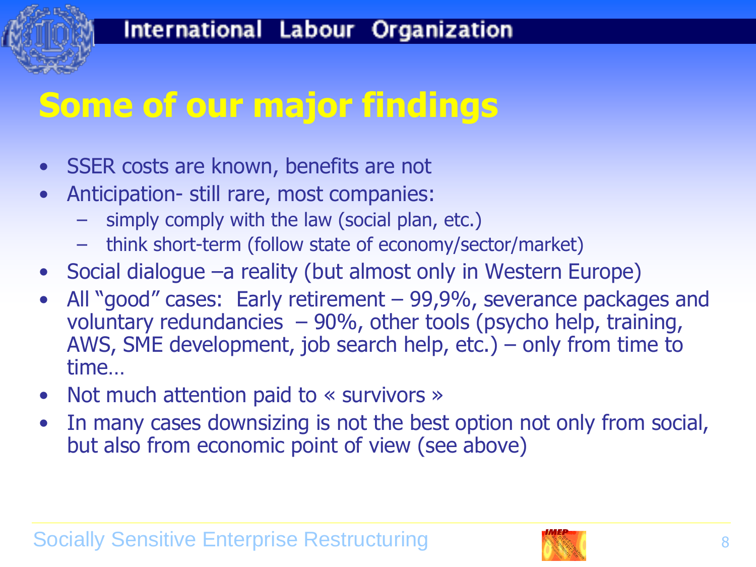# Some of our major findings

- SSER costs are known, benefits are not
- Anticipation- still rare, most companies:
  - simply comply with the law (social plan, etc.)
  - think short-term (follow state of economy/sector/market)
- Social dialogue –a reality (but almost only in Western Europe)
- All "good" cases: Early retirement – 99,9%, severance packages and voluntary redundancies – 90%, other tools (psycho help, training, AWS, SME development, job search help, etc.) – only from time to time…
- Not much attention paid to « survivors »
- In many cases downsizing is not the best option not only from social, but also from economic point of view (see above)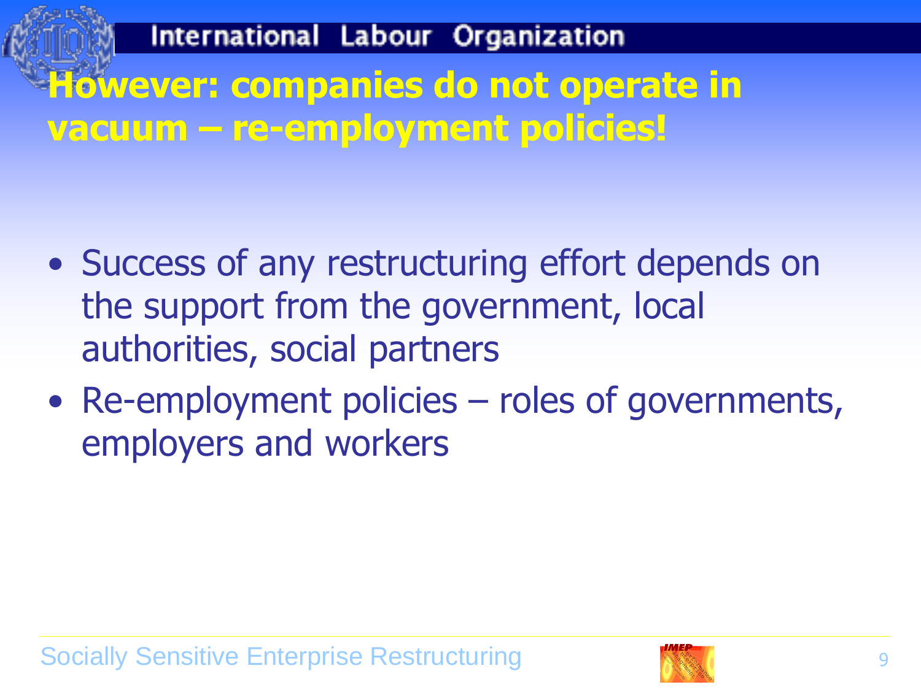# However: companies do not operate in vacuum – re-employment policies!

- Success of any restructuring effort depends on the support from the government, local authorities, social partners
- Re-employment policies – roles of governments, employers and workers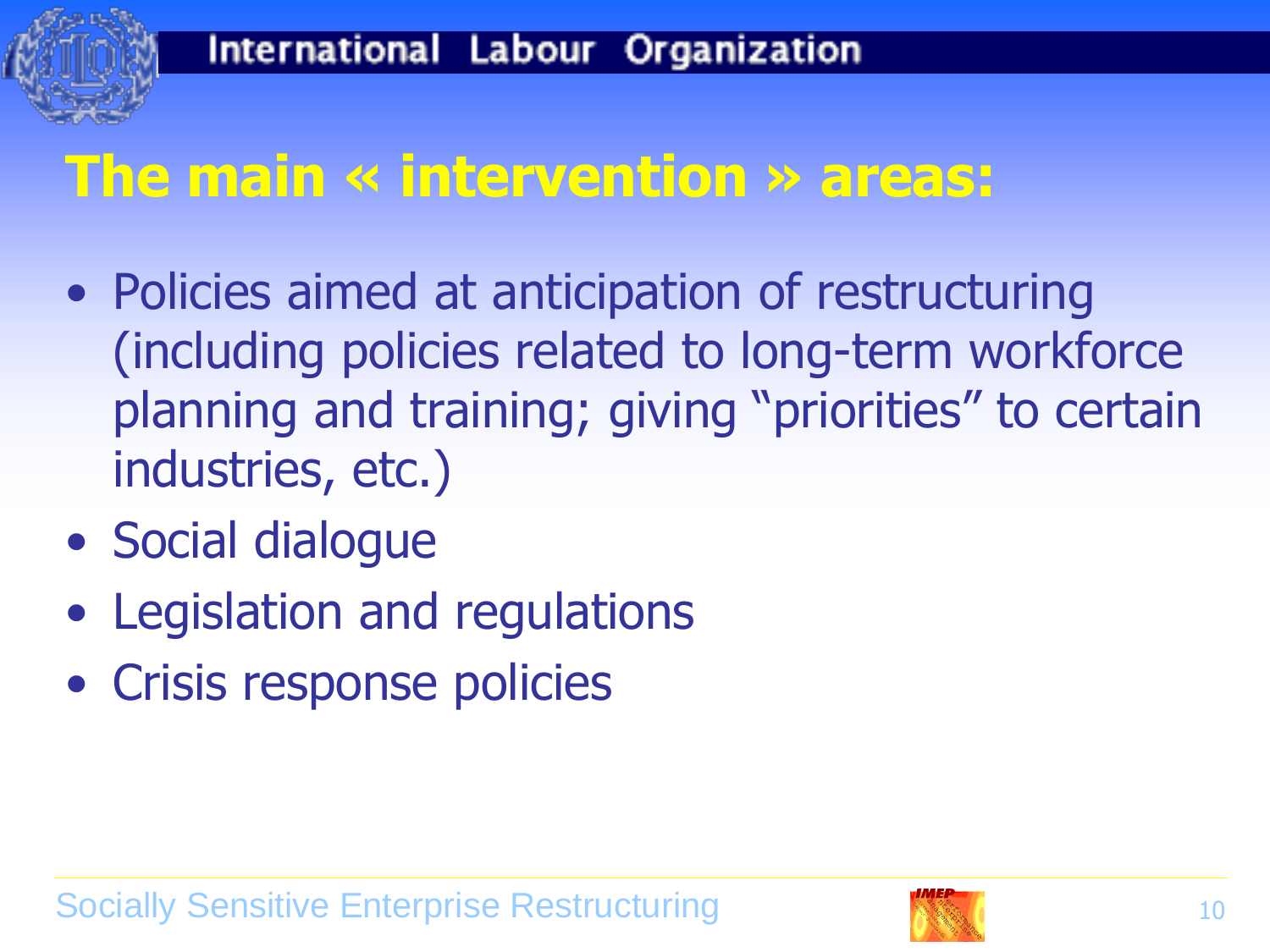# The main « intervention » areas:

- Policies aimed at anticipation of restructuring (including policies related to long-term workforce planning and training; giving "priorities" to certain industries, etc.)
- Social dialogue
- Legislation and regulations
- Crisis response policies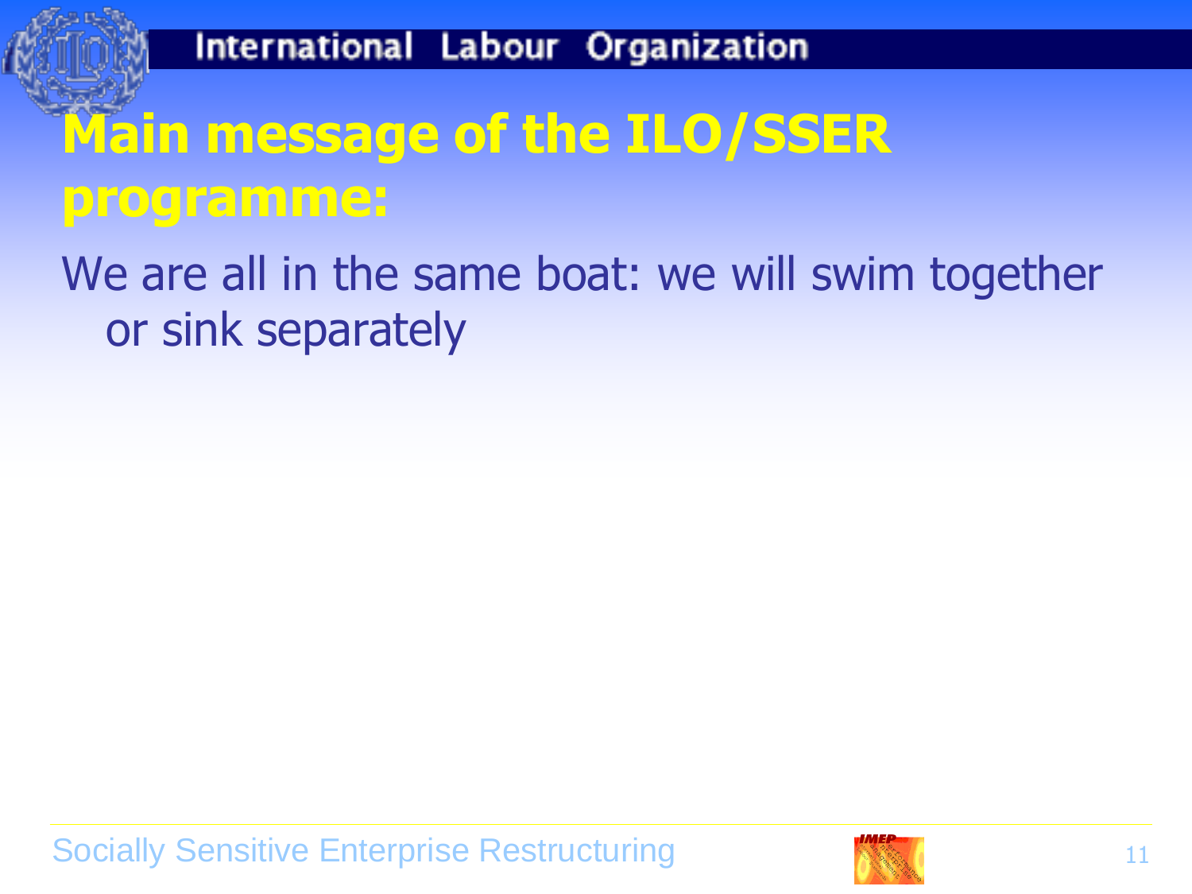# Main message of the ILO/SSER programme:

We are all in the same boat: we will swim together or sink separately